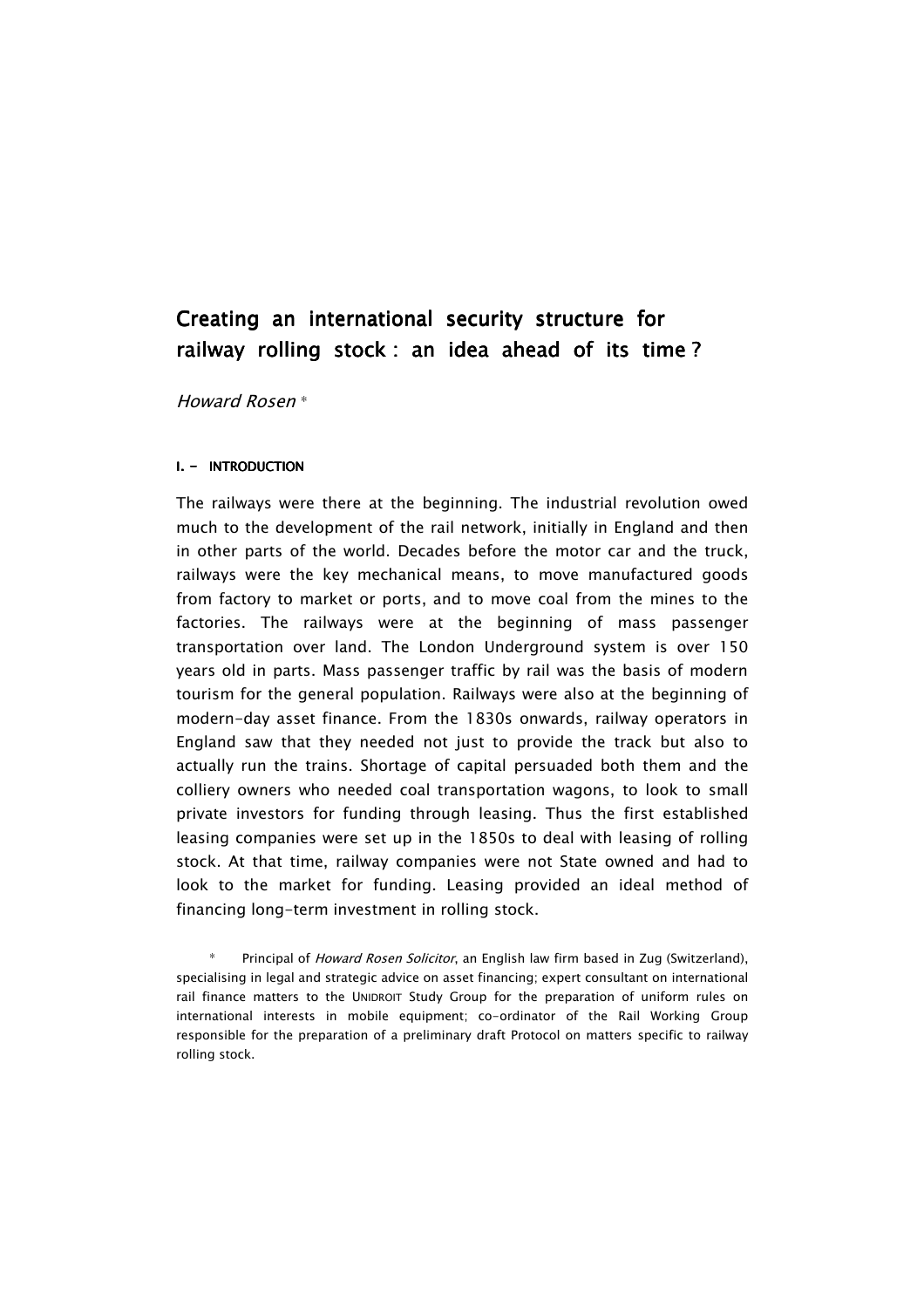# Creating an international security structure for railway rolling stock : an idea ahead of its time ?

*Howard Rosen* *

## I. – INTRODUCTION

The railways were there at the beginning. The industrial revolution owed much to the development of the rail network, initially in England and then in other parts of the world. Decades before the motor car and the truck, railways were the key mechanical means, to move manufactured goods from factory to market or ports, and to move coal from the mines to the factories. The railways were at the beginning of mass passenger transportation over land. The London Underground system is over 150 years old in parts. Mass passenger traffic by rail was the basis of modern tourism for the general population. Railways were also at the beginning of modern-day asset finance. From the 1830s onwards, railway operators in England saw that they needed not just to provide the track but also to actually run the trains. Shortage of capital persuaded both them and the colliery owners who needed coal transportation wagons, to look to small private investors for funding through leasing. Thus the first established leasing companies were set up in the 1850s to deal with leasing of rolling stock. At that time, railway companies were not State owned and had to look to the market for funding. Leasing provided an ideal method of financing long-term investment in rolling stock.

\* Principal of *Howard Rosen Solicitor*, an English law firm based in Zug (Switzerland), specialising in legal and strategic advice on asset financing; expert consultant on international rail finance matters to the UNIDROIT Study Group for the preparation of uniform rules on international interests in mobile equipment; co-ordinator of the Rail Working Group responsible for the preparation of a preliminary draft Protocol on matters specific to railway rolling stock.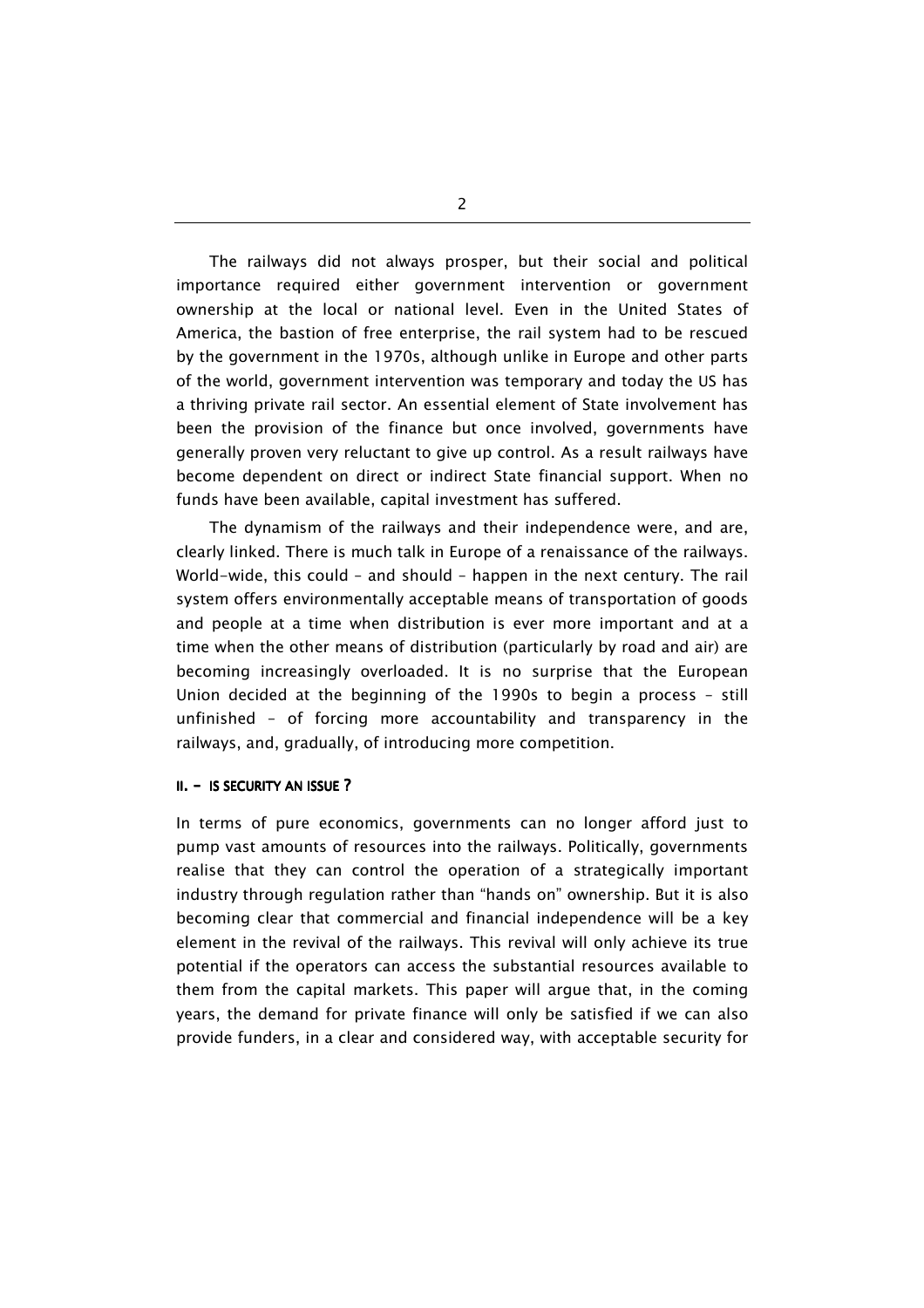The railways did not always prosper, but their social and political importance required either government intervention or government ownership at the local or national level. Even in the United States of America, the bastion of free enterprise, the rail system had to be rescued by the government in the 1970s, although unlike in Europe and other parts of the world, government intervention was temporary and today the US has a thriving private rail sector. An essential element of State involvement has been the provision of the finance but once involved, governments have generally proven very reluctant to give up control. As a result railways have become dependent on direct or indirect State financial support. When no funds have been available, capital investment has suffered.

The dynamism of the railways and their independence were, and are, clearly linked. There is much talk in Europe of a renaissance of the railways. World-wide, this could – and should – happen in the next century. The rail system offers environmentally acceptable means of transportation of goods and people at a time when distribution is ever more important and at a time when the other means of distribution (particularly by road and air) are becoming increasingly overloaded. It is no surprise that the European Union decided at the beginning of the 1990s to begin a process – still unfinished – of forcing more accountability and transparency in the railways, and, gradually, of introducing more competition.

## II. - IS SECURITY AN ISSUE ?

In terms of pure economics, governments can no longer afford just to pump vast amounts of resources into the railways. Politically, governments realise that they can control the operation of a strategically important industry through regulation rather than "hands on" ownership. But it is also becoming clear that commercial and financial independence will be a key element in the revival of the railways. This revival will only achieve its true potential if the operators can access the substantial resources available to them from the capital markets. This paper will argue that, in the coming years, the demand for private finance will only be satisfied if we can also provide funders, in a clear and considered way, with acceptable security for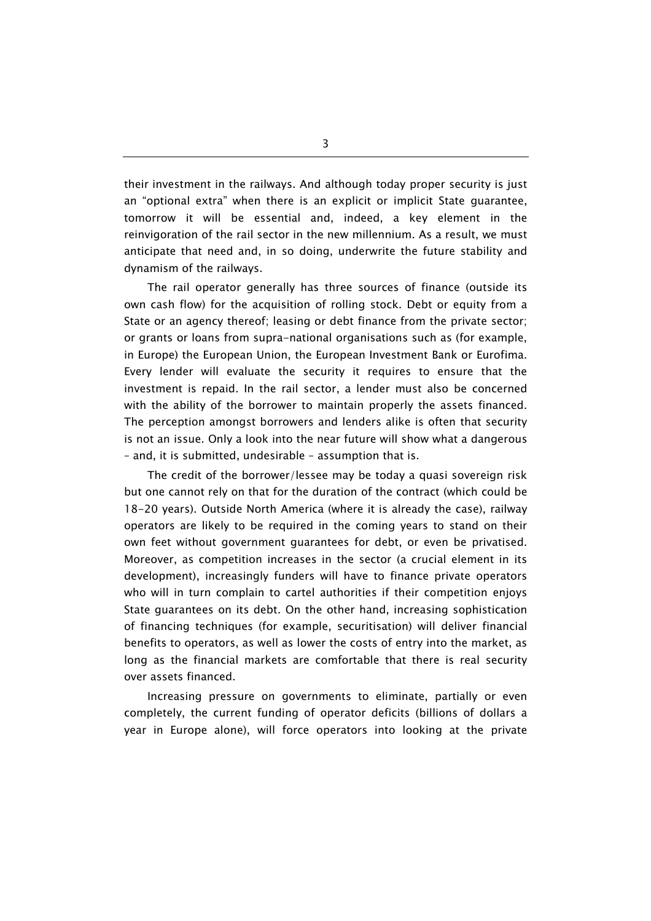their investment in the railways. And although today proper security is just an "optional extra" when there is an explicit or implicit State guarantee, tomorrow it will be essential and, indeed, a key element in the reinvigoration of the rail sector in the new millennium. As a result, we must anticipate that need and, in so doing, underwrite the future stability and dynamism of the railways.

The rail operator generally has three sources of finance (outside its own cash flow) for the acquisition of rolling stock. Debt or equity from a State or an agency thereof; leasing or debt finance from the private sector; or grants or loans from supra-national organisations such as (for example, in Europe) the European Union, the European Investment Bank or Eurofima. Every lender will evaluate the security it requires to ensure that the investment is repaid. In the rail sector, a lender must also be concerned with the ability of the borrower to maintain properly the assets financed. The perception amongst borrowers and lenders alike is often that security is not an issue. Only a look into the near future will show what a dangerous – and, it is submitted, undesirable – assumption that is.

The credit of the borrower/lessee may be today a quasi sovereign risk but one cannot rely on that for the duration of the contract (which could be 18-20 years). Outside North America (where it is already the case), railway operators are likely to be required in the coming years to stand on their own feet without government guarantees for debt, or even be privatised. Moreover, as competition increases in the sector (a crucial element in its development), increasingly funders will have to finance private operators who will in turn complain to cartel authorities if their competition enjoys State guarantees on its debt. On the other hand, increasing sophistication of financing techniques (for example, securitisation) will deliver financial benefits to operators, as well as lower the costs of entry into the market, as long as the financial markets are comfortable that there is real security over assets financed.

Increasing pressure on governments to eliminate, partially or even completely, the current funding of operator deficits (billions of dollars a year in Europe alone), will force operators into looking at the private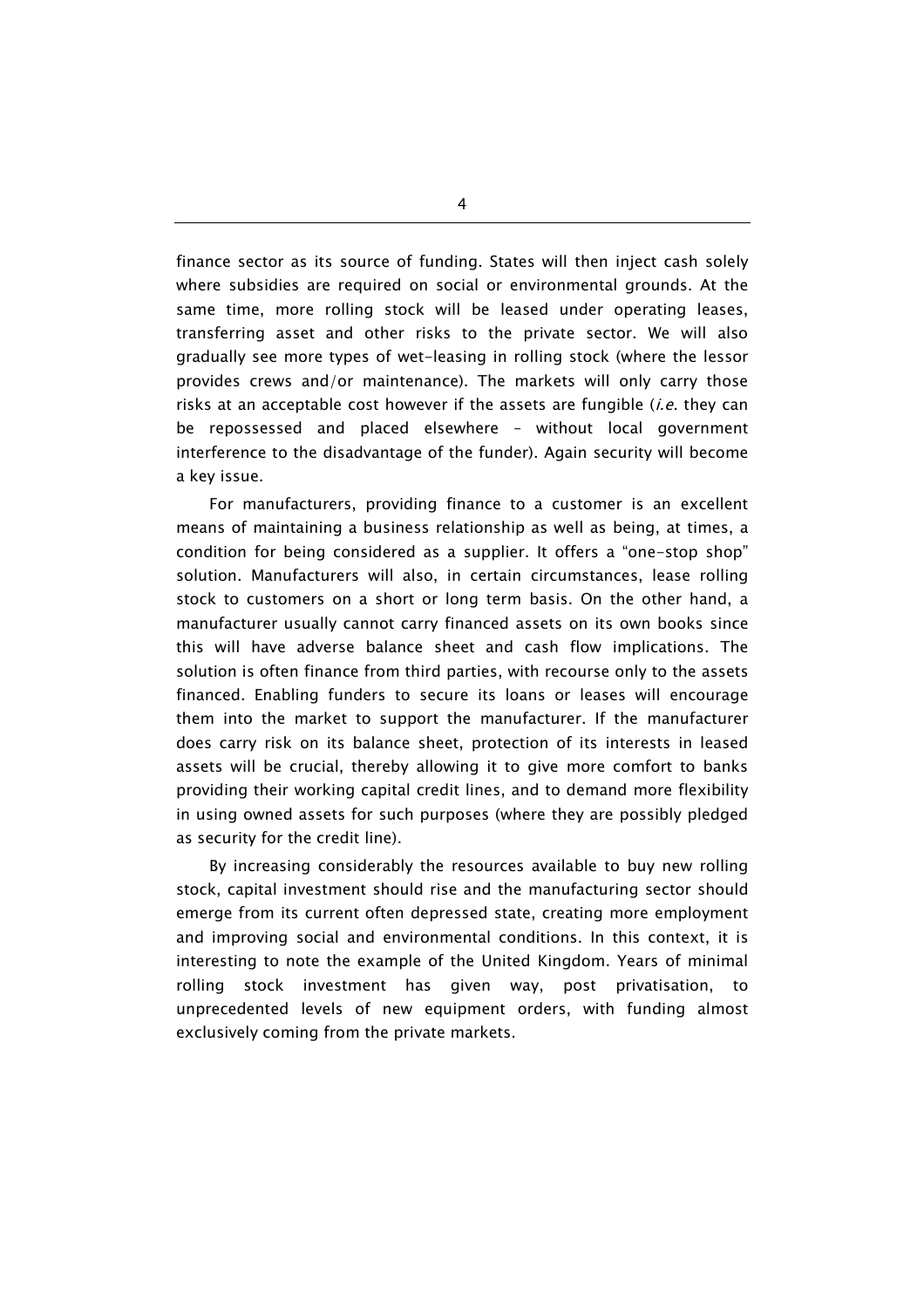finance sector as its source of funding. States will then inject cash solely where subsidies are required on social or environmental grounds. At the same time, more rolling stock will be leased under operating leases, transferring asset and other risks to the private sector. We will also gradually see more types of wet-leasing in rolling stock (where the lessor provides crews and/or maintenance). The markets will only carry those risks at an acceptable cost however if the assets are fungible (*i.e.* they can be repossessed and placed elsewhere – without local government interference to the disadvantage of the funder). Again security will become a key issue.

For manufacturers, providing finance to a customer is an excellent means of maintaining a business relationship as well as being, at times, a condition for being considered as a supplier. It offers a "one-stop shop" solution. Manufacturers will also, in certain circumstances, lease rolling stock to customers on a short or long term basis. On the other hand, a manufacturer usually cannot carry financed assets on its own books since this will have adverse balance sheet and cash flow implications. The solution is often finance from third parties, with recourse only to the assets financed. Enabling funders to secure its loans or leases will encourage them into the market to support the manufacturer. If the manufacturer does carry risk on its balance sheet, protection of its interests in leased assets will be crucial, thereby allowing it to give more comfort to banks providing their working capital credit lines, and to demand more flexibility in using owned assets for such purposes (where they are possibly pledged as security for the credit line).

By increasing considerably the resources available to buy new rolling stock, capital investment should rise and the manufacturing sector should emerge from its current often depressed state, creating more employment and improving social and environmental conditions. In this context, it is interesting to note the example of the United Kingdom. Years of minimal rolling stock investment has given way, post privatisation, to unprecedented levels of new equipment orders, with funding almost exclusively coming from the private markets.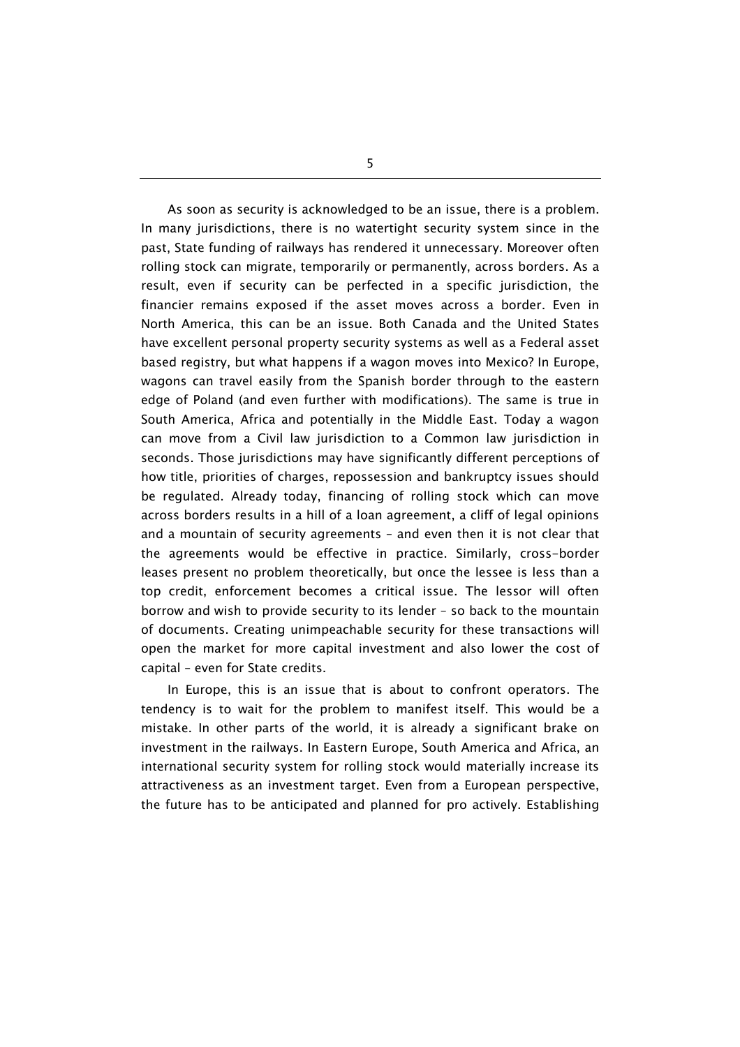As soon as security is acknowledged to be an issue, there is a problem. In many jurisdictions, there is no watertight security system since in the past, State funding of railways has rendered it unnecessary. Moreover often rolling stock can migrate, temporarily or permanently, across borders. As a result, even if security can be perfected in a specific jurisdiction, the financier remains exposed if the asset moves across a border. Even in North America, this can be an issue. Both Canada and the United States have excellent personal property security systems as well as a Federal asset based registry, but what happens if a wagon moves into Mexico? In Europe, wagons can travel easily from the Spanish border through to the eastern edge of Poland (and even further with modifications). The same is true in South America, Africa and potentially in the Middle East. Today a wagon can move from a Civil law jurisdiction to a Common law jurisdiction in seconds. Those jurisdictions may have significantly different perceptions of how title, priorities of charges, repossession and bankruptcy issues should be regulated. Already today, financing of rolling stock which can move across borders results in a hill of a loan agreement, a cliff of legal opinions and a mountain of security agreements – and even then it is not clear that the agreements would be effective in practice. Similarly, cross-border leases present no problem theoretically, but once the lessee is less than a top credit, enforcement becomes a critical issue. The lessor will often borrow and wish to provide security to its lender – so back to the mountain of documents. Creating unimpeachable security for these transactions will open the market for more capital investment and also lower the cost of capital – even for State credits.

In Europe, this is an issue that is about to confront operators. The tendency is to wait for the problem to manifest itself. This would be a mistake. In other parts of the world, it is already a significant brake on investment in the railways. In Eastern Europe, South America and Africa, an international security system for rolling stock would materially increase its attractiveness as an investment target. Even from a European perspective, the future has to be anticipated and planned for pro actively. Establishing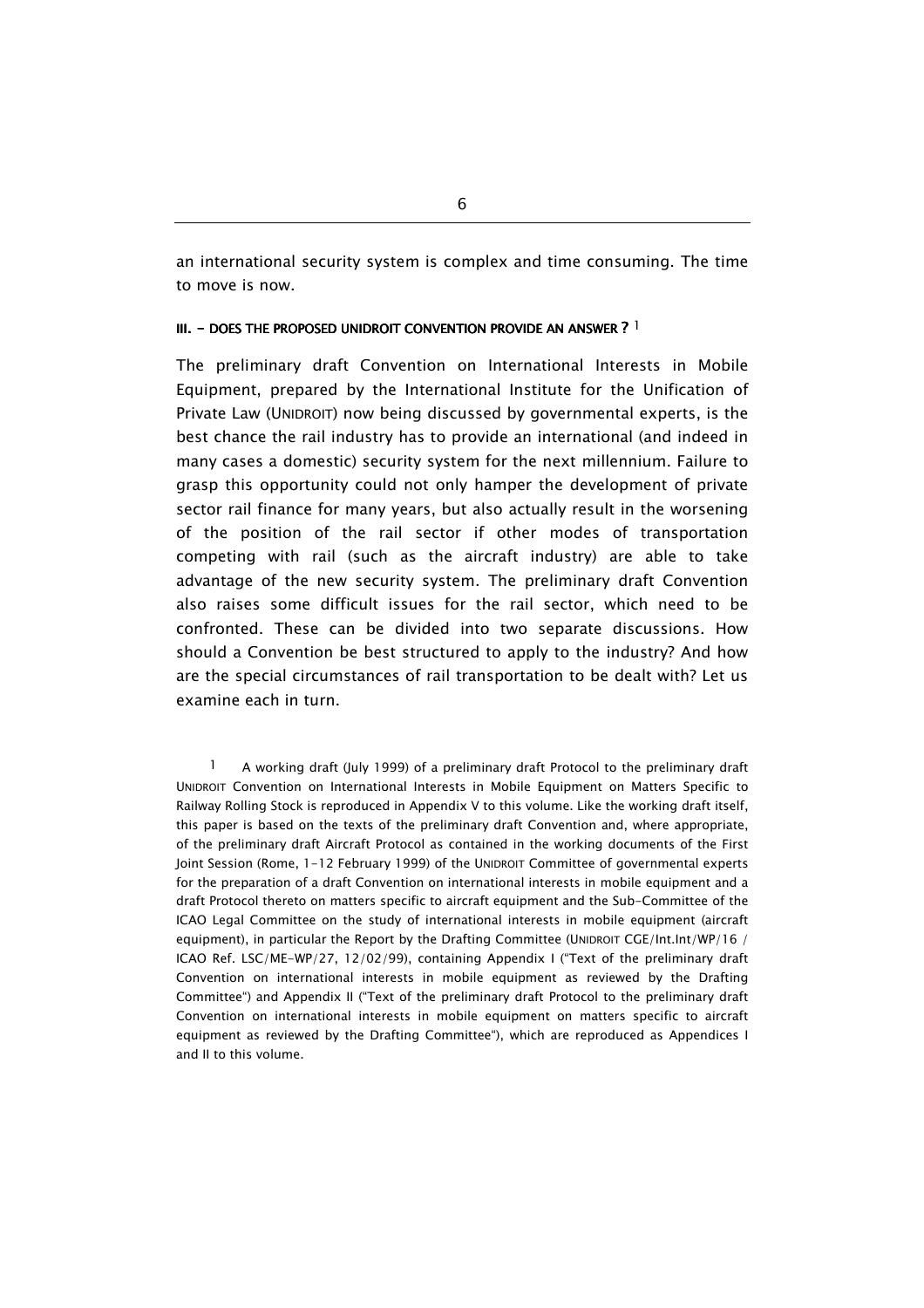an international security system is complex and time consuming. The time to move is now.

## III. - DOES THE PROPOSED UNIDROIT CONVENTION PROVIDE AN ANSWER ? [1]

The preliminary draft Convention on International Interests in Mobile Equipment, prepared by the International Institute for the Unification of Private Law (UNIDROIT) now being discussed by governmental experts, is the best chance the rail industry has to provide an international (and indeed in many cases a domestic) security system for the next millennium. Failure to grasp this opportunity could not only hamper the development of private sector rail finance for many years, but also actually result in the worsening of the position of the rail sector if other modes of transportation competing with rail (such as the aircraft industry) are able to take advantage of the new security system. The preliminary draft Convention also raises some difficult issues for the rail sector, which need to be confronted. These can be divided into two separate discussions. How should a Convention be best structured to apply to the industry? And how are the special circumstances of rail transportation to be dealt with? Let us examine each in turn.

[1] A working draft (July 1999) of a preliminary draft Protocol to the preliminary draft UNIDROIT Convention on International Interests in Mobile Equipment on Matters Specific to Railway Rolling Stock is reproduced in Appendix V to this volume. Like the working draft itself, this paper is based on the texts of the preliminary draft Convention and, where appropriate, of the preliminary draft Aircraft Protocol as contained in the working documents of the First Joint Session (Rome, 1-12 February 1999) of the UNIDROIT Committee of governmental experts for the preparation of a draft Convention on international interests in mobile equipment and a draft Protocol thereto on matters specific to aircraft equipment and the Sub-Committee of the ICAO Legal Committee on the study of international interests in mobile equipment (aircraft equipment), in particular the Report by the Drafting Committee (UNIDROIT CGE/Int.Int/WP/16 / ICAO Ref. LSC/ME-WP/27, 12/02/99), containing Appendix I ("Text of the preliminary draft Convention on international interests in mobile equipment as reviewed by the Drafting Committee") and Appendix II ("Text of the preliminary draft Protocol to the preliminary draft Convention on international interests in mobile equipment on matters specific to aircraft equipment as reviewed by the Drafting Committee"), which are reproduced as Appendices I and II to this volume.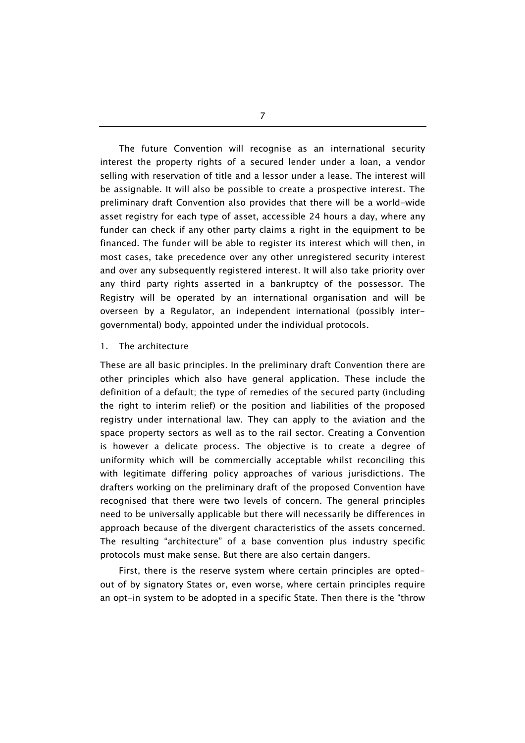The future Convention will recognise as an international security interest the property rights of a secured lender under a loan, a vendor selling with reservation of title and a lessor under a lease. The interest will be assignable. It will also be possible to create a prospective interest. The preliminary draft Convention also provides that there will be a world-wide asset registry for each type of asset, accessible 24 hours a day, where any funder can check if any other party claims a right in the equipment to be financed. The funder will be able to register its interest which will then, in most cases, take precedence over any other unregistered security interest and over any subsequently registered interest. It will also take priority over any third party rights asserted in a bankruptcy of the possessor. The Registry will be operated by an international organisation and will be overseen by a Regulator, an independent international (possibly inter-governmental) body, appointed under the individual protocols.

1. The architecture

These are all basic principles. In the preliminary draft Convention there are other principles which also have general application. These include the definition of a default; the type of remedies of the secured party (including the right to interim relief) or the position and liabilities of the proposed registry under international law. They can apply to the aviation and the space property sectors as well as to the rail sector. Creating a Convention is however a delicate process. The objective is to create a degree of uniformity which will be commercially acceptable whilst reconciling this with legitimate differing policy approaches of various jurisdictions. The drafters working on the preliminary draft of the proposed Convention have recognised that there were two levels of concern. The general principles need to be universally applicable but there will necessarily be differences in approach because of the divergent characteristics of the assets concerned. The resulting "architecture" of a base convention plus industry specific protocols must make sense. But there are also certain dangers.

First, there is the reserve system where certain principles are opted-out of by signatory States or, even worse, where certain principles require an opt-in system to be adopted in a specific State. Then there is the "throw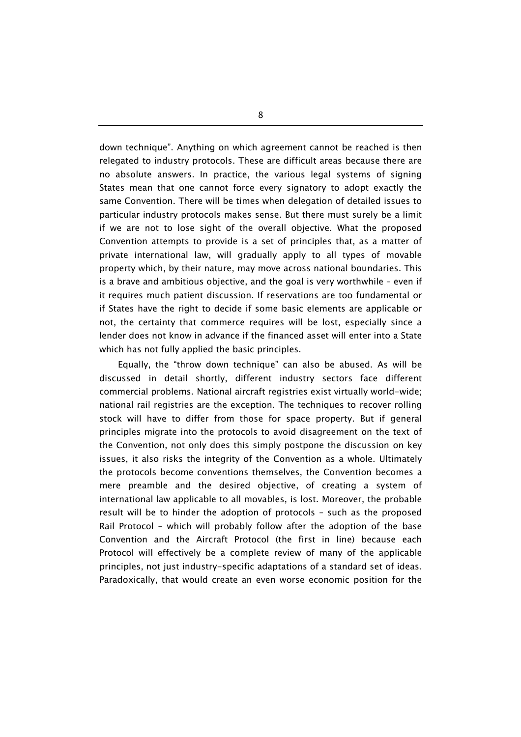down technique". Anything on which agreement cannot be reached is then relegated to industry protocols. These are difficult areas because there are no absolute answers. In practice, the various legal systems of signing States mean that one cannot force every signatory to adopt exactly the same Convention. There will be times when delegation of detailed issues to particular industry protocols makes sense. But there must surely be a limit if we are not to lose sight of the overall objective. What the proposed Convention attempts to provide is a set of principles that, as a matter of private international law, will gradually apply to all types of movable property which, by their nature, may move across national boundaries. This is a brave and ambitious objective, and the goal is very worthwhile – even if it requires much patient discussion. If reservations are too fundamental or if States have the right to decide if some basic elements are applicable or not, the certainty that commerce requires will be lost, especially since a lender does not know in advance if the financed asset will enter into a State which has not fully applied the basic principles.

Equally, the "throw down technique" can also be abused. As will be discussed in detail shortly, different industry sectors face different commercial problems. National aircraft registries exist virtually world-wide; national rail registries are the exception. The techniques to recover rolling stock will have to differ from those for space property. But if general principles migrate into the protocols to avoid disagreement on the text of the Convention, not only does this simply postpone the discussion on key issues, it also risks the integrity of the Convention as a whole. Ultimately the protocols become conventions themselves, the Convention becomes a mere preamble and the desired objective, of creating a system of international law applicable to all movables, is lost. Moreover, the probable result will be to hinder the adoption of protocols – such as the proposed Rail Protocol – which will probably follow after the adoption of the base Convention and the Aircraft Protocol (the first in line) because each Protocol will effectively be a complete review of many of the applicable principles, not just industry-specific adaptations of a standard set of ideas. Paradoxically, that would create an even worse economic position for the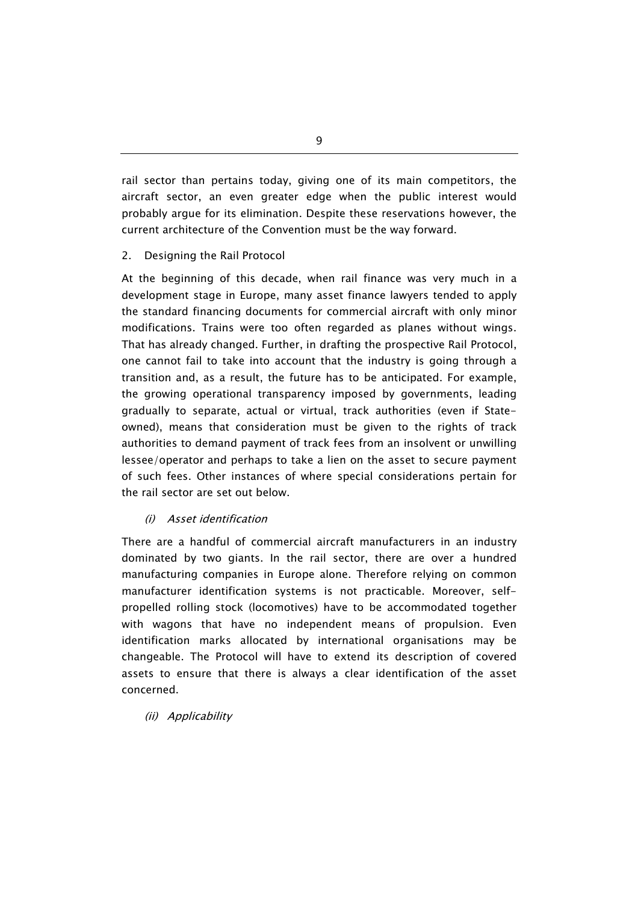rail sector than pertains today, giving one of its main competitors, the aircraft sector, an even greater edge when the public interest would probably argue for its elimination. Despite these reservations however, the current architecture of the Convention must be the way forward.

## 2. Designing the Rail Protocol

At the beginning of this decade, when rail finance was very much in a development stage in Europe, many asset finance lawyers tended to apply the standard financing documents for commercial aircraft with only minor modifications. Trains were too often regarded as planes without wings. That has already changed. Further, in drafting the prospective Rail Protocol, one cannot fail to take into account that the industry is going through a transition and, as a result, the future has to be anticipated. For example, the growing operational transparency imposed by governments, leading gradually to separate, actual or virtual, track authorities (even if State-owned), means that consideration must be given to the rights of track authorities to demand payment of track fees from an insolvent or unwilling lessee/operator and perhaps to take a lien on the asset to secure payment of such fees. Other instances of where special considerations pertain for the rail sector are set out below.

### *(i) Asset identification*

There are a handful of commercial aircraft manufacturers in an industry dominated by two giants. In the rail sector, there are over a hundred manufacturing companies in Europe alone. Therefore relying on common manufacturer identification systems is not practicable. Moreover, self-propelled rolling stock (locomotives) have to be accommodated together with wagons that have no independent means of propulsion. Even identification marks allocated by international organisations may be changeable. The Protocol will have to extend its description of covered assets to ensure that there is always a clear identification of the asset concerned.

### *(ii) Applicability*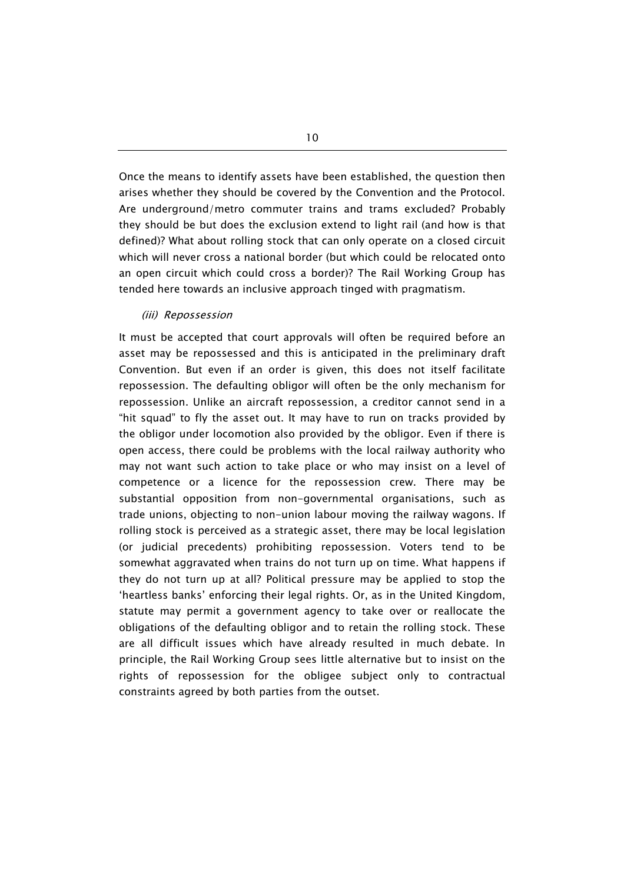Once the means to identify assets have been established, the question then arises whether they should be covered by the Convention and the Protocol. Are underground/metro commuter trains and trams excluded? Probably they should be but does the exclusion extend to light rail (and how is that defined)? What about rolling stock that can only operate on a closed circuit which will never cross a national border (but which could be relocated onto an open circuit which could cross a border)? The Rail Working Group has tended here towards an inclusive approach tinged with pragmatism.

*(iii) Repossession*

It must be accepted that court approvals will often be required before an asset may be repossessed and this is anticipated in the preliminary draft Convention. But even if an order is given, this does not itself facilitate repossession. The defaulting obligor will often be the only mechanism for repossession. Unlike an aircraft repossession, a creditor cannot send in a "hit squad" to fly the asset out. It may have to run on tracks provided by the obligor under locomotion also provided by the obligor. Even if there is open access, there could be problems with the local railway authority who may not want such action to take place or who may insist on a level of competence or a licence for the repossession crew. There may be substantial opposition from non-governmental organisations, such as trade unions, objecting to non-union labour moving the railway wagons. If rolling stock is perceived as a strategic asset, there may be local legislation (or judicial precedents) prohibiting repossession. Voters tend to be somewhat aggravated when trains do not turn up on time. What happens if they do not turn up at all? Political pressure may be applied to stop the 'heartless banks' enforcing their legal rights. Or, as in the United Kingdom, statute may permit a government agency to take over or reallocate the obligations of the defaulting obligor and to retain the rolling stock. These are all difficult issues which have already resulted in much debate. In principle, the Rail Working Group sees little alternative but to insist on the rights of repossession for the obligee subject only to contractual constraints agreed by both parties from the outset.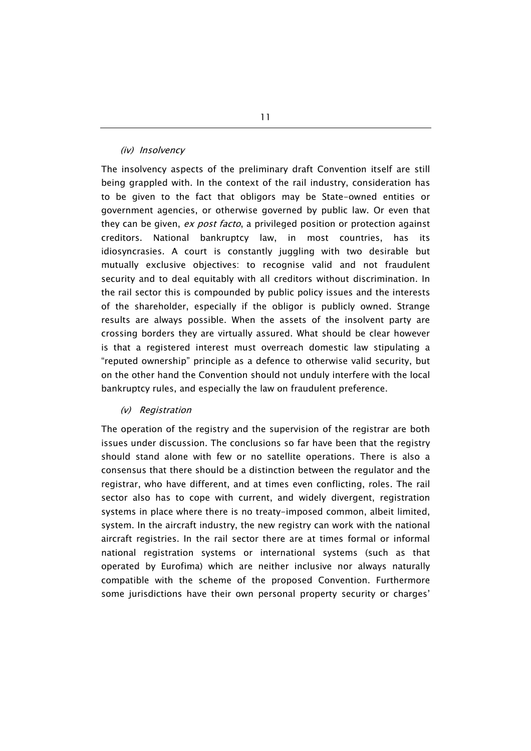*(iv) Insolvency*

The insolvency aspects of the preliminary draft Convention itself are still being grappled with. In the context of the rail industry, consideration has to be given to the fact that obligors may be State-owned entities or government agencies, or otherwise governed by public law. Or even that they can be given, *ex post facto*, a privileged position or protection against creditors. National bankruptcy law, in most countries, has its idiosyncrasies. A court is constantly juggling with two desirable but mutually exclusive objectives: to recognise valid and not fraudulent security and to deal equitably with all creditors without discrimination. In the rail sector this is compounded by public policy issues and the interests of the shareholder, especially if the obligor is publicly owned. Strange results are always possible. When the assets of the insolvent party are crossing borders they are virtually assured. What should be clear however is that a registered interest must overreach domestic law stipulating a "reputed ownership" principle as a defence to otherwise valid security, but on the other hand the Convention should not unduly interfere with the local bankruptcy rules, and especially the law on fraudulent preference.

*(v) Registration*

The operation of the registry and the supervision of the registrar are both issues under discussion. The conclusions so far have been that the registry should stand alone with few or no satellite operations. There is also a consensus that there should be a distinction between the regulator and the registrar, who have different, and at times even conflicting, roles. The rail sector also has to cope with current, and widely divergent, registration systems in place where there is no treaty-imposed common, albeit limited, system. In the aircraft industry, the new registry can work with the national aircraft registries. In the rail sector there are at times formal or informal national registration systems or international systems (such as that operated by Eurofima) which are neither inclusive nor always naturally compatible with the scheme of the proposed Convention. Furthermore some jurisdictions have their own personal property security or charges'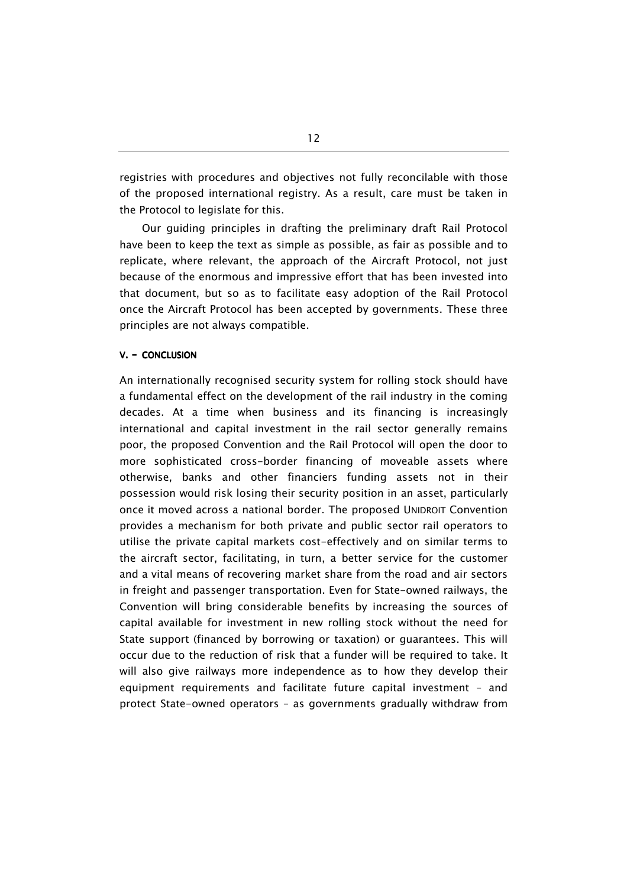registries with procedures and objectives not fully reconcilable with those of the proposed international registry. As a result, care must be taken in the Protocol to legislate for this.

Our guiding principles in drafting the preliminary draft Rail Protocol have been to keep the text as simple as possible, as fair as possible and to replicate, where relevant, the approach of the Aircraft Protocol, not just because of the enormous and impressive effort that has been invested into that document, but so as to facilitate easy adoption of the Rail Protocol once the Aircraft Protocol has been accepted by governments. These three principles are not always compatible.

## V. - CONCLUSION

An internationally recognised security system for rolling stock should have a fundamental effect on the development of the rail industry in the coming decades. At a time when business and its financing is increasingly international and capital investment in the rail sector generally remains poor, the proposed Convention and the Rail Protocol will open the door to more sophisticated cross-border financing of moveable assets where otherwise, banks and other financiers funding assets not in their possession would risk losing their security position in an asset, particularly once it moved across a national border. The proposed UNIDROIT Convention provides a mechanism for both private and public sector rail operators to utilise the private capital markets cost-effectively and on similar terms to the aircraft sector, facilitating, in turn, a better service for the customer and a vital means of recovering market share from the road and air sectors in freight and passenger transportation. Even for State-owned railways, the Convention will bring considerable benefits by increasing the sources of capital available for investment in new rolling stock without the need for State support (financed by borrowing or taxation) or guarantees. This will occur due to the reduction of risk that a funder will be required to take. It will also give railways more independence as to how they develop their equipment requirements and facilitate future capital investment – and protect State-owned operators – as governments gradually withdraw from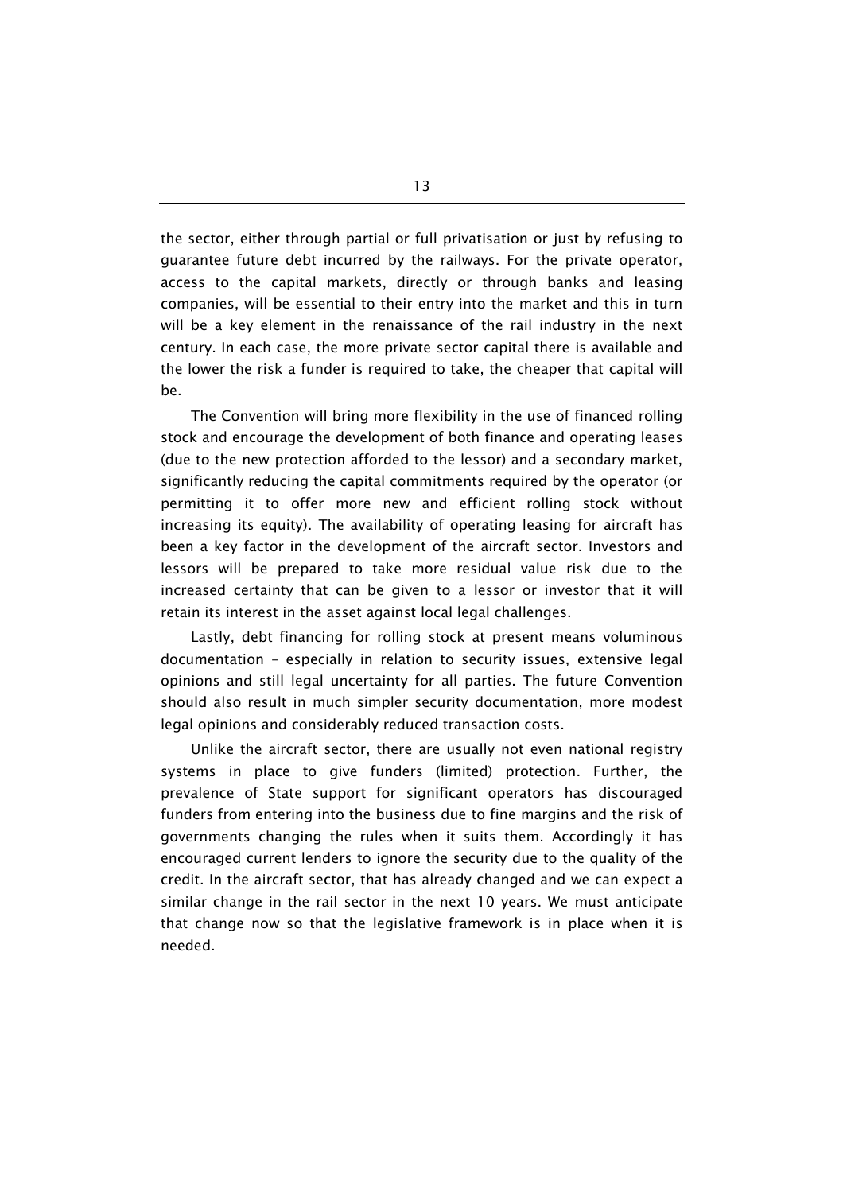the sector, either through partial or full privatisation or just by refusing to guarantee future debt incurred by the railways. For the private operator, access to the capital markets, directly or through banks and leasing companies, will be essential to their entry into the market and this in turn will be a key element in the renaissance of the rail industry in the next century. In each case, the more private sector capital there is available and the lower the risk a funder is required to take, the cheaper that capital will be.

The Convention will bring more flexibility in the use of financed rolling stock and encourage the development of both finance and operating leases (due to the new protection afforded to the lessor) and a secondary market, significantly reducing the capital commitments required by the operator (or permitting it to offer more new and efficient rolling stock without increasing its equity). The availability of operating leasing for aircraft has been a key factor in the development of the aircraft sector. Investors and lessors will be prepared to take more residual value risk due to the increased certainty that can be given to a lessor or investor that it will retain its interest in the asset against local legal challenges.

Lastly, debt financing for rolling stock at present means voluminous documentation – especially in relation to security issues, extensive legal opinions and still legal uncertainty for all parties. The future Convention should also result in much simpler security documentation, more modest legal opinions and considerably reduced transaction costs.

Unlike the aircraft sector, there are usually not even national registry systems in place to give funders (limited) protection. Further, the prevalence of State support for significant operators has discouraged funders from entering into the business due to fine margins and the risk of governments changing the rules when it suits them. Accordingly it has encouraged current lenders to ignore the security due to the quality of the credit. In the aircraft sector, that has already changed and we can expect a similar change in the rail sector in the next 10 years. We must anticipate that change now so that the legislative framework is in place when it is needed.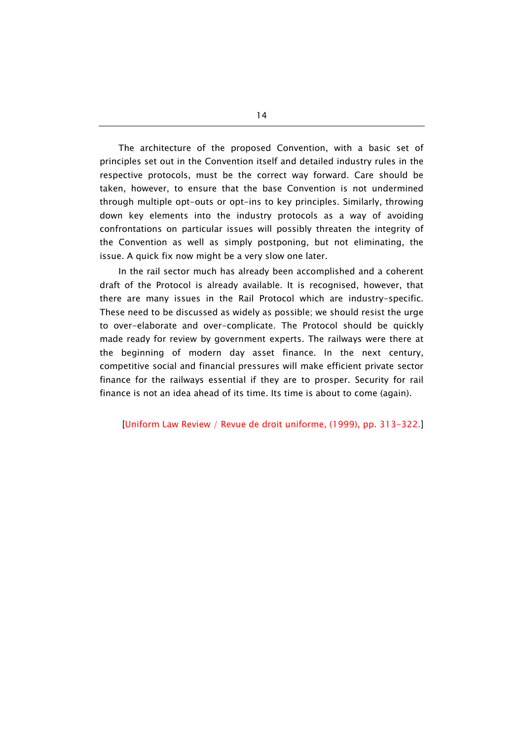The architecture of the proposed Convention, with a basic set of principles set out in the Convention itself and detailed industry rules in the respective protocols, must be the correct way forward. Care should be taken, however, to ensure that the base Convention is not undermined through multiple opt-outs or opt-ins to key principles. Similarly, throwing down key elements into the industry protocols as a way of avoiding confrontations on particular issues will possibly threaten the integrity of the Convention as well as simply postponing, but not eliminating, the issue. A quick fix now might be a very slow one later.

In the rail sector much has already been accomplished and a coherent draft of the Protocol is already available. It is recognised, however, that there are many issues in the Rail Protocol which are industry-specific. These need to be discussed as widely as possible; we should resist the urge to over-elaborate and over-complicate. The Protocol should be quickly made ready for review by government experts. The railways were there at the beginning of modern day asset finance. In the next century, competitive social and financial pressures will make efficient private sector finance for the railways essential if they are to prosper. Security for rail finance is not an idea ahead of its time. Its time is about to come (again).

[Uniform Law Review / Revue de droit uniforme, (1999), pp. 313-322.]